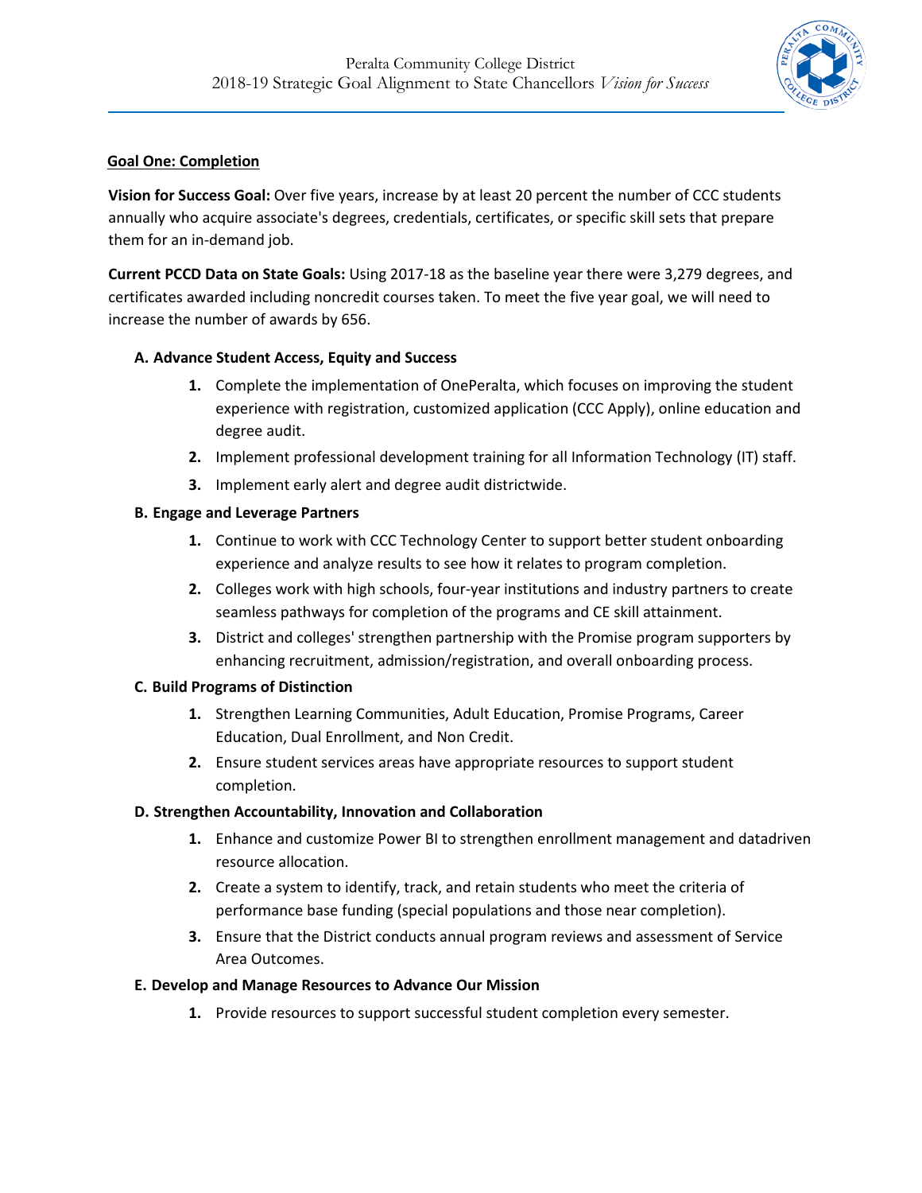# Peralta Community College District
## 2018-19 Strategic Goal Alignment to State Chancellors *Vision for Success*

### Goal One: Completion

**Vision for Success Goal:** Over five years, increase by at least 20 percent the number of CCC students annually who acquire associate's degrees, credentials, certificates, or specific skill sets that prepare them for an in-demand job.

**Current PCCD Data on State Goals:** Using 2017-18 as the baseline year there were 3,279 degrees, and certificates awarded including noncredit courses taken. To meet the five year goal, we will need to increase the number of awards by 656.

**A. Advance Student Access, Equity and Success**

1. Complete the implementation of OnePeralta, which focuses on improving the student experience with registration, customized application (CCC Apply), online education and degree audit.
2. Implement professional development training for all Information Technology (IT) staff.
3. Implement early alert and degree audit districtwide.

**B. Engage and Leverage Partners**

1. Continue to work with CCC Technology Center to support better student onboarding experience and analyze results to see how it relates to program completion.
2. Colleges work with high schools, four-year institutions and industry partners to create seamless pathways for completion of the programs and CE skill attainment.
3. District and colleges' strengthen partnership with the Promise program supporters by enhancing recruitment, admission/registration, and overall onboarding process.

**C. Build Programs of Distinction**

1. Strengthen Learning Communities, Adult Education, Promise Programs, Career Education, Dual Enrollment, and Non Credit.
2. Ensure student services areas have appropriate resources to support student completion.

**D. Strengthen Accountability, Innovation and Collaboration**

1. Enhance and customize Power BI to strengthen enrollment management and datadriven resource allocation.
2. Create a system to identify, track, and retain students who meet the criteria of performance base funding (special populations and those near completion).
3. Ensure that the District conducts annual program reviews and assessment of Service Area Outcomes.

**E. Develop and Manage Resources to Advance Our Mission**

1. Provide resources to support successful student completion every semester.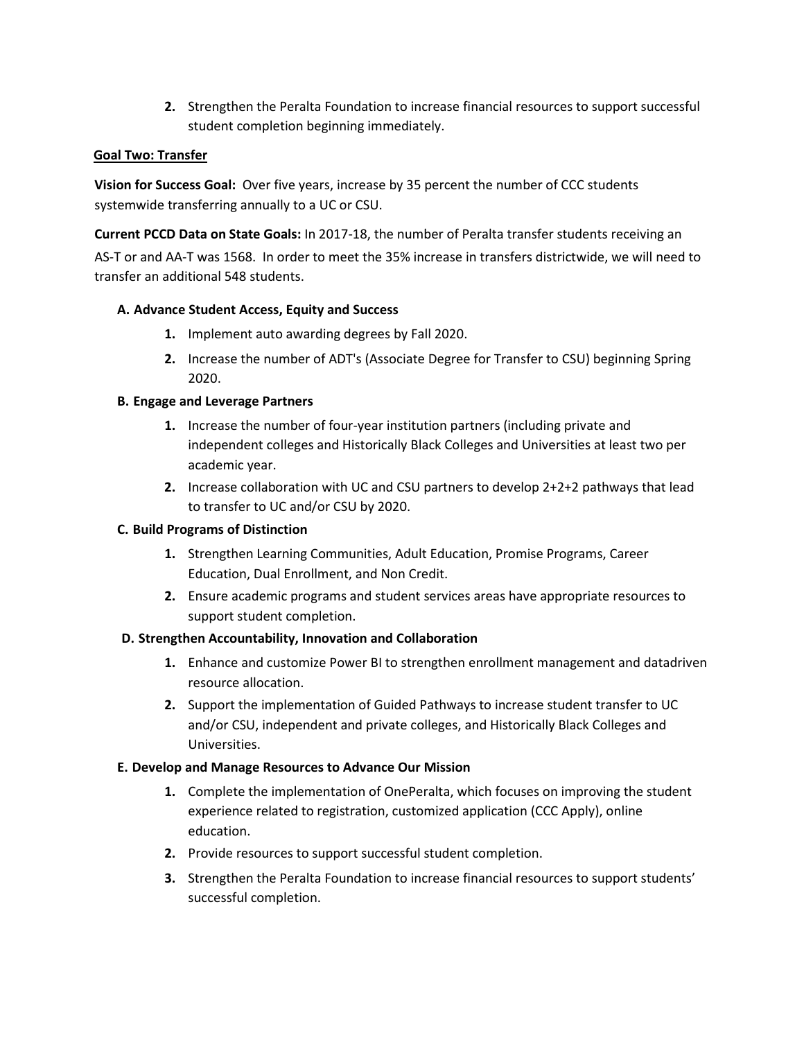2. Strengthen the Peralta Foundation to increase financial resources to support successful student completion beginning immediately.

**Goal Two: Transfer**

**Vision for Success Goal:** Over five years, increase by 35 percent the number of CCC students systemwide transferring annually to a UC or CSU.

**Current PCCD Data on State Goals:** In 2017-18, the number of Peralta transfer students receiving an AS-T or and AA-T was 1568. In order to meet the 35% increase in transfers districtwide, we will need to transfer an additional 548 students.

**A. Advance Student Access, Equity and Success**

1. Implement auto awarding degrees by Fall 2020.
2. Increase the number of ADT's (Associate Degree for Transfer to CSU) beginning Spring 2020.

**B. Engage and Leverage Partners**

1. Increase the number of four-year institution partners (including private and independent colleges and Historically Black Colleges and Universities at least two per academic year.
2. Increase collaboration with UC and CSU partners to develop 2+2+2 pathways that lead to transfer to UC and/or CSU by 2020.

**C. Build Programs of Distinction**

1. Strengthen Learning Communities, Adult Education, Promise Programs, Career Education, Dual Enrollment, and Non Credit.
2. Ensure academic programs and student services areas have appropriate resources to support student completion.

**D. Strengthen Accountability, Innovation and Collaboration**

1. Enhance and customize Power BI to strengthen enrollment management and datadriven resource allocation.
2. Support the implementation of Guided Pathways to increase student transfer to UC and/or CSU, independent and private colleges, and Historically Black Colleges and Universities.

**E. Develop and Manage Resources to Advance Our Mission**

1. Complete the implementation of OnePeralta, which focuses on improving the student experience related to registration, customized application (CCC Apply), online education.
2. Provide resources to support successful student completion.
3. Strengthen the Peralta Foundation to increase financial resources to support students' successful completion.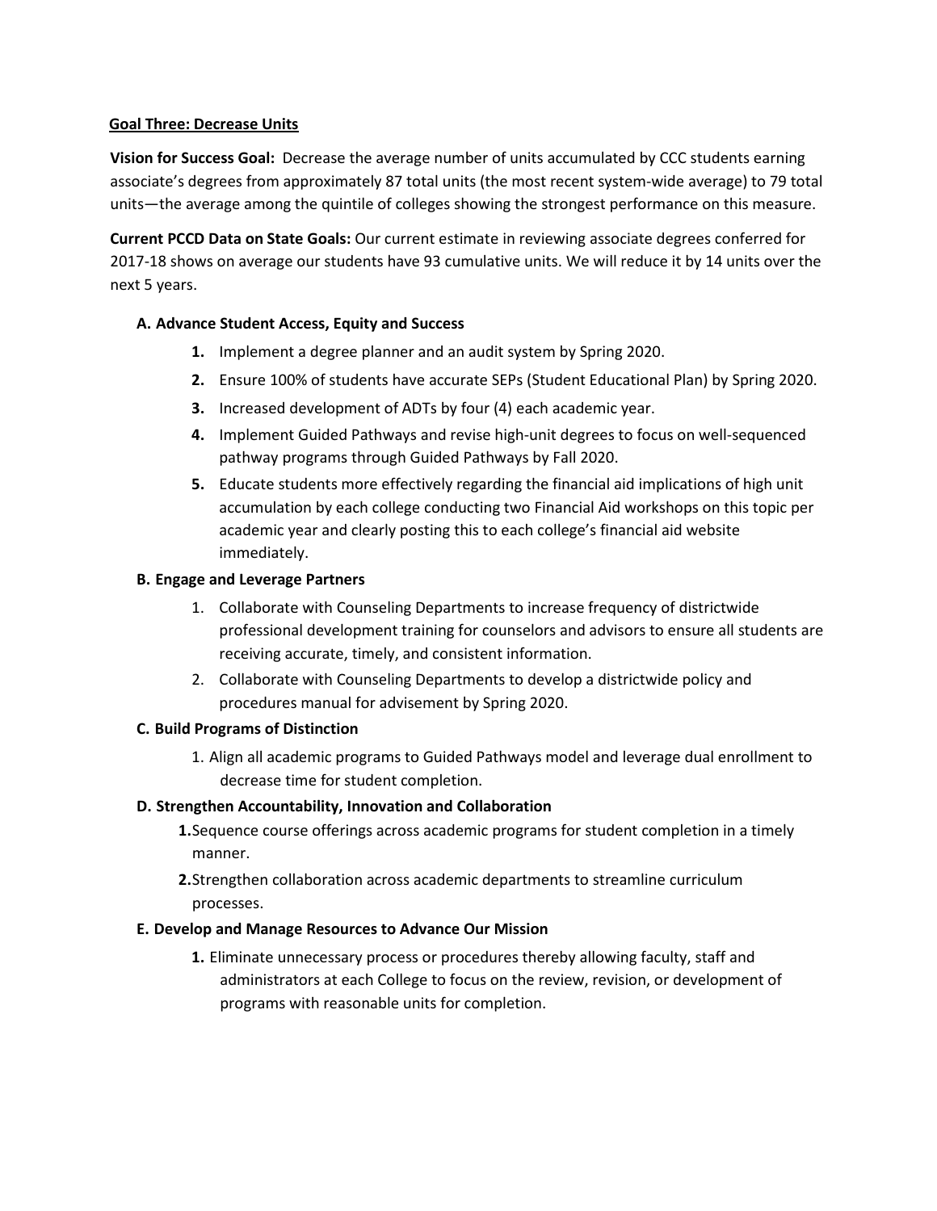**Goal Three: Decrease Units**

**Vision for Success Goal:** Decrease the average number of units accumulated by CCC students earning associate's degrees from approximately 87 total units (the most recent system-wide average) to 79 total units—the average among the quintile of colleges showing the strongest performance on this measure.

**Current PCCD Data on State Goals:** Our current estimate in reviewing associate degrees conferred for 2017-18 shows on average our students have 93 cumulative units. We will reduce it by 14 units over the next 5 years.

**A. Advance Student Access, Equity and Success**

1. Implement a degree planner and an audit system by Spring 2020.
2. Ensure 100% of students have accurate SEPs (Student Educational Plan) by Spring 2020.
3. Increased development of ADTs by four (4) each academic year.
4. Implement Guided Pathways and revise high-unit degrees to focus on well-sequenced pathway programs through Guided Pathways by Fall 2020.
5. Educate students more effectively regarding the financial aid implications of high unit accumulation by each college conducting two Financial Aid workshops on this topic per academic year and clearly posting this to each college's financial aid website immediately.

**B. Engage and Leverage Partners**

1. Collaborate with Counseling Departments to increase frequency of districtwide professional development training for counselors and advisors to ensure all students are receiving accurate, timely, and consistent information.
2. Collaborate with Counseling Departments to develop a districtwide policy and procedures manual for advisement by Spring 2020.

**C. Build Programs of Distinction**

1. Align all academic programs to Guided Pathways model and leverage dual enrollment to decrease time for student completion.

**D. Strengthen Accountability, Innovation and Collaboration**

1. Sequence course offerings across academic programs for student completion in a timely manner.
2. Strengthen collaboration across academic departments to streamline curriculum processes.

**E. Develop and Manage Resources to Advance Our Mission**

1. Eliminate unnecessary process or procedures thereby allowing faculty, staff and administrators at each College to focus on the review, revision, or development of programs with reasonable units for completion.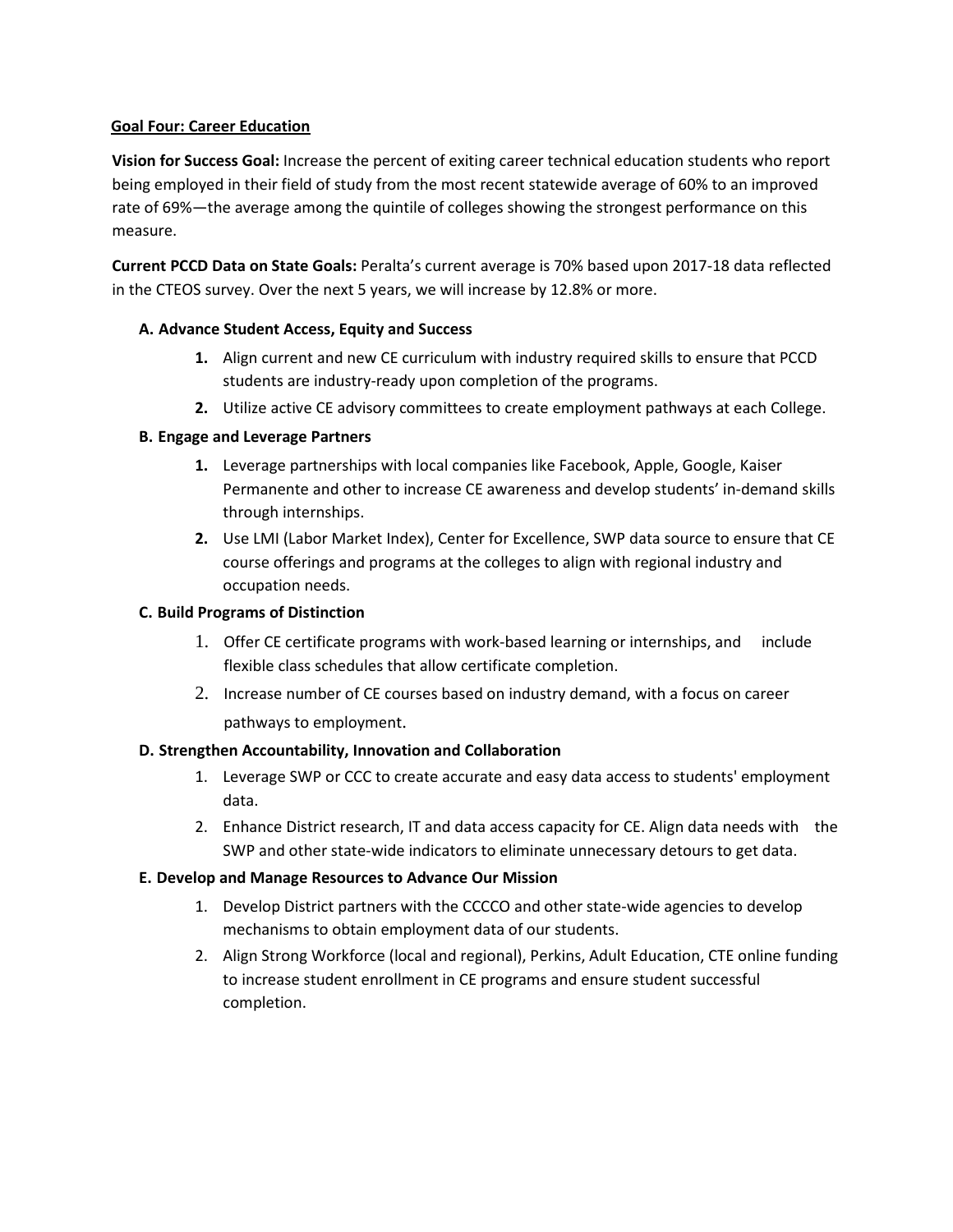**Goal Four: Career Education**

**Vision for Success Goal:** Increase the percent of exiting career technical education students who report being employed in their field of study from the most recent statewide average of 60% to an improved rate of 69%—the average among the quintile of colleges showing the strongest performance on this measure.

**Current PCCD Data on State Goals:** Peralta's current average is 70% based upon 2017-18 data reflected in the CTEOS survey. Over the next 5 years, we will increase by 12.8% or more.

**A. Advance Student Access, Equity and Success**

1. Align current and new CE curriculum with industry required skills to ensure that PCCD students are industry-ready upon completion of the programs.
2. Utilize active CE advisory committees to create employment pathways at each College.

**B. Engage and Leverage Partners**

1. Leverage partnerships with local companies like Facebook, Apple, Google, Kaiser Permanente and other to increase CE awareness and develop students' in-demand skills through internships.
2. Use LMI (Labor Market Index), Center for Excellence, SWP data source to ensure that CE course offerings and programs at the colleges to align with regional industry and occupation needs.

**C. Build Programs of Distinction**

1. Offer CE certificate programs with work-based learning or internships, and include flexible class schedules that allow certificate completion.
2. Increase number of CE courses based on industry demand, with a focus on career pathways to employment.

**D. Strengthen Accountability, Innovation and Collaboration**

1. Leverage SWP or CCC to create accurate and easy data access to students' employment data.
2. Enhance District research, IT and data access capacity for CE. Align data needs with the SWP and other state-wide indicators to eliminate unnecessary detours to get data.

**E. Develop and Manage Resources to Advance Our Mission**

1. Develop District partners with the CCCCO and other state-wide agencies to develop mechanisms to obtain employment data of our students.
2. Align Strong Workforce (local and regional), Perkins, Adult Education, CTE online funding to increase student enrollment in CE programs and ensure student successful completion.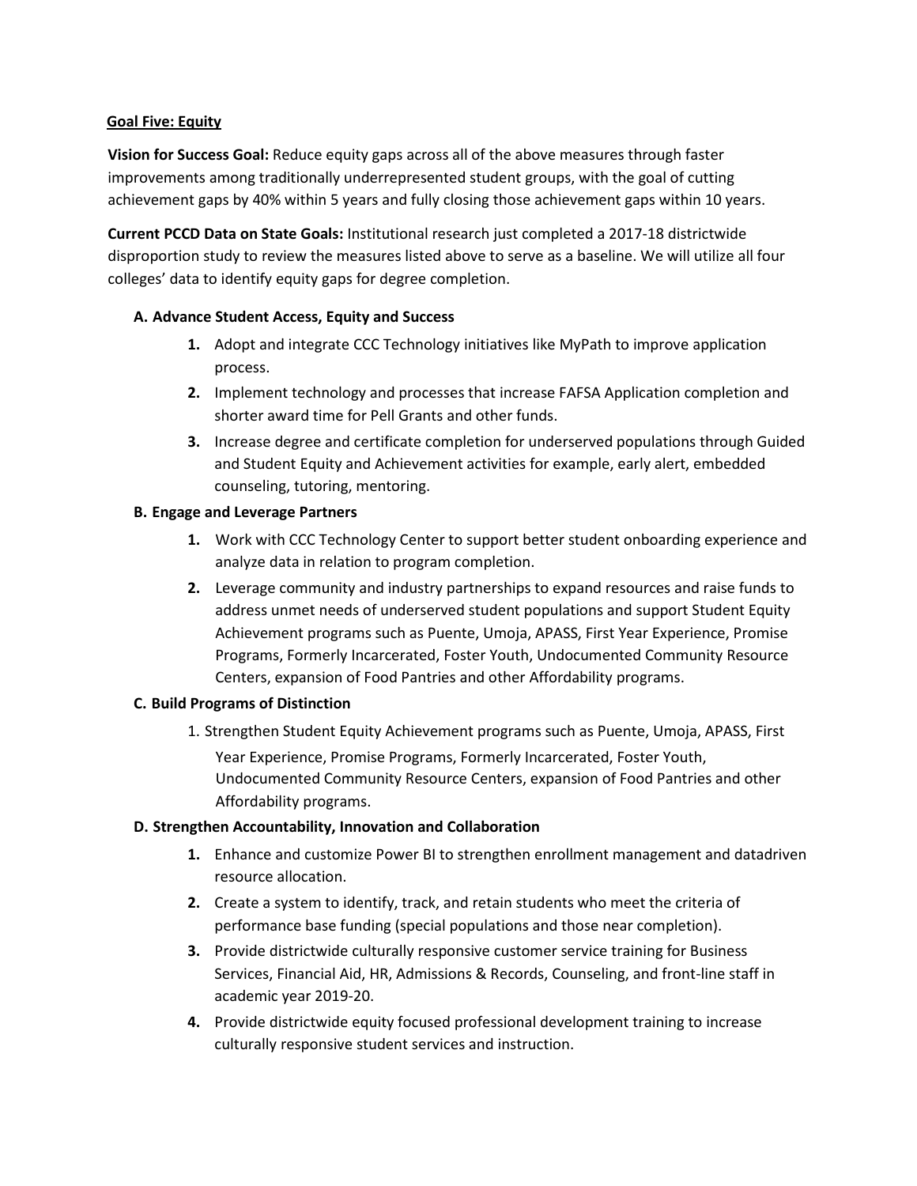## Goal Five: Equity

**Vision for Success Goal:** Reduce equity gaps across all of the above measures through faster improvements among traditionally underrepresented student groups, with the goal of cutting achievement gaps by 40% within 5 years and fully closing those achievement gaps within 10 years.

**Current PCCD Data on State Goals:** Institutional research just completed a 2017-18 districtwide disproportion study to review the measures listed above to serve as a baseline. We will utilize all four colleges' data to identify equity gaps for degree completion.

### A. Advance Student Access, Equity and Success

1. Adopt and integrate CCC Technology initiatives like MyPath to improve application process.
2. Implement technology and processes that increase FAFSA Application completion and shorter award time for Pell Grants and other funds.
3. Increase degree and certificate completion for underserved populations through Guided and Student Equity and Achievement activities for example, early alert, embedded counseling, tutoring, mentoring.

### B. Engage and Leverage Partners

1. Work with CCC Technology Center to support better student onboarding experience and analyze data in relation to program completion.
2. Leverage community and industry partnerships to expand resources and raise funds to address unmet needs of underserved student populations and support Student Equity Achievement programs such as Puente, Umoja, APASS, First Year Experience, Promise Programs, Formerly Incarcerated, Foster Youth, Undocumented Community Resource Centers, expansion of Food Pantries and other Affordability programs.

### C. Build Programs of Distinction

1. Strengthen Student Equity Achievement programs such as Puente, Umoja, APASS, First Year Experience, Promise Programs, Formerly Incarcerated, Foster Youth, Undocumented Community Resource Centers, expansion of Food Pantries and other Affordability programs.

### D. Strengthen Accountability, Innovation and Collaboration

1. Enhance and customize Power BI to strengthen enrollment management and datadriven resource allocation.
2. Create a system to identify, track, and retain students who meet the criteria of performance base funding (special populations and those near completion).
3. Provide districtwide culturally responsive customer service training for Business Services, Financial Aid, HR, Admissions & Records, Counseling, and front-line staff in academic year 2019-20.
4. Provide districtwide equity focused professional development training to increase culturally responsive student services and instruction.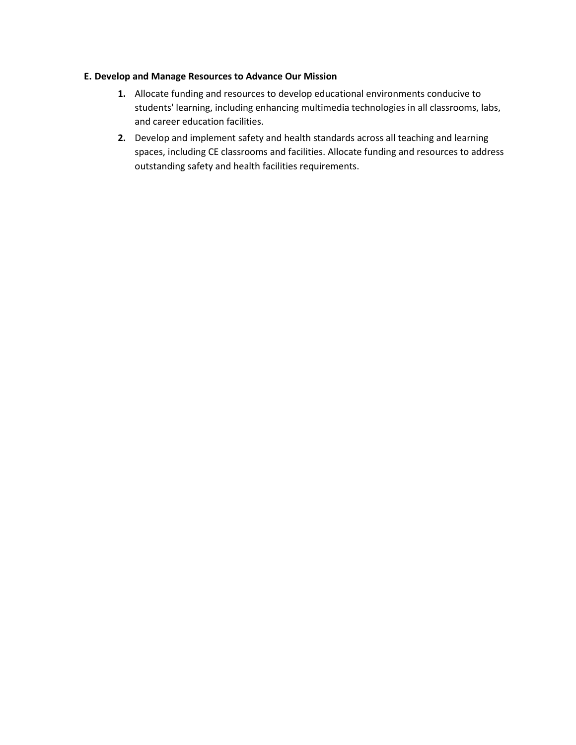**E. Develop and Manage Resources to Advance Our Mission**

1. Allocate funding and resources to develop educational environments conducive to students' learning, including enhancing multimedia technologies in all classrooms, labs, and career education facilities.
2. Develop and implement safety and health standards across all teaching and learning spaces, including CE classrooms and facilities. Allocate funding and resources to address outstanding safety and health facilities requirements.